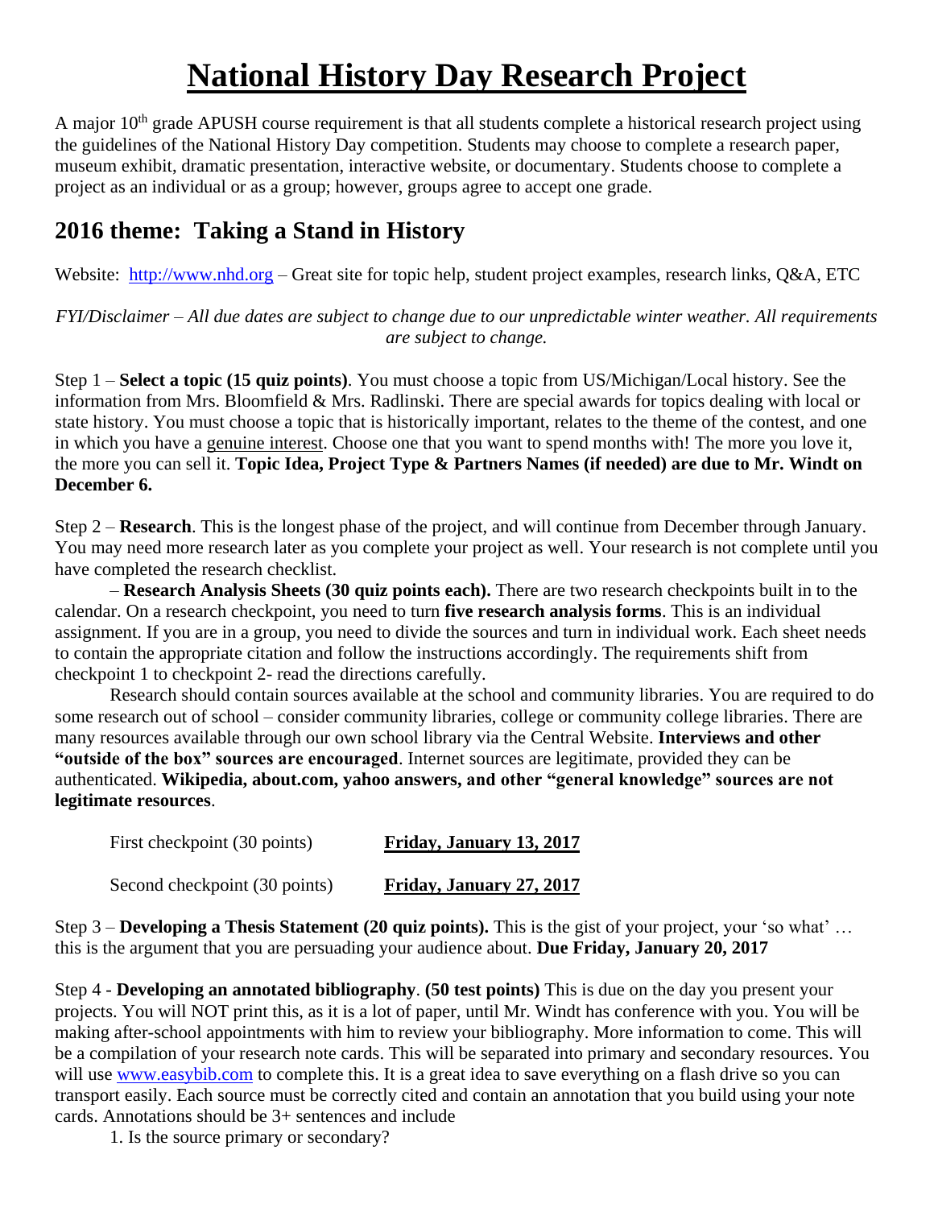# National History Day Research Project

A major 10th grade APUSH course requirement is that all students complete a historical research project using the guidelines of the National History Day competition. Students may choose to complete a research paper, museum exhibit, dramatic presentation, interactive website, or documentary. Students choose to complete a project as an individual or as a group; however, groups agree to accept one grade.

## 2016 theme: Taking a Stand in History

Website: http://www.nhd.org – Great site for topic help, student project examples, research links, Q&A, ETC

*FYI/Disclaimer – All due dates are subject to change due to our unpredictable winter weather. All requirements are subject to change.*

Step 1 – **Select a topic (15 quiz points)**. You must choose a topic from US/Michigan/Local history. See the information from Mrs. Bloomfield & Mrs. Radlinski. There are special awards for topics dealing with local or state history. You must choose a topic that is historically important, relates to the theme of the contest, and one in which you have a genuine interest. Choose one that you want to spend months with! The more you love it, the more you can sell it. **Topic Idea, Project Type & Partners Names (if needed) are due to Mr. Windt on December 6.**

Step 2 – **Research**. This is the longest phase of the project, and will continue from December through January. You may need more research later as you complete your project as well. Your research is not complete until you have completed the research checklist.

– **Research Analysis Sheets (30 quiz points each).** There are two research checkpoints built in to the calendar. On a research checkpoint, you need to turn **five research analysis forms**. This is an individual assignment. If you are in a group, you need to divide the sources and turn in individual work. Each sheet needs to contain the appropriate citation and follow the instructions accordingly. The requirements shift from checkpoint 1 to checkpoint 2- read the directions carefully.

Research should contain sources available at the school and community libraries. You are required to do some research out of school – consider community libraries, college or community college libraries. There are many resources available through our own school library via the Central Website. **Interviews and other "outside of the box" sources are encouraged**. Internet sources are legitimate, provided they can be authenticated. **Wikipedia, about.com, yahoo answers, and other "general knowledge" sources are not legitimate resources**.

First checkpoint (30 points) **Friday, January 13, 2017**

Second checkpoint (30 points) **Friday, January 27, 2017**

Step 3 – **Developing a Thesis Statement (20 quiz points).** This is the gist of your project, your 'so what' … this is the argument that you are persuading your audience about. **Due Friday, January 20, 2017**

Step 4 - **Developing an annotated bibliography**. **(50 test points)** This is due on the day you present your projects. You will NOT print this, as it is a lot of paper, until Mr. Windt has conference with you. You will be making after-school appointments with him to review your bibliography. More information to come. This will be a compilation of your research note cards. This will be separated into primary and secondary resources. You will use www.easybib.com to complete this. It is a great idea to save everything on a flash drive so you can transport easily. Each source must be correctly cited and contain an annotation that you build using your note cards. Annotations should be 3+ sentences and include

1. Is the source primary or secondary?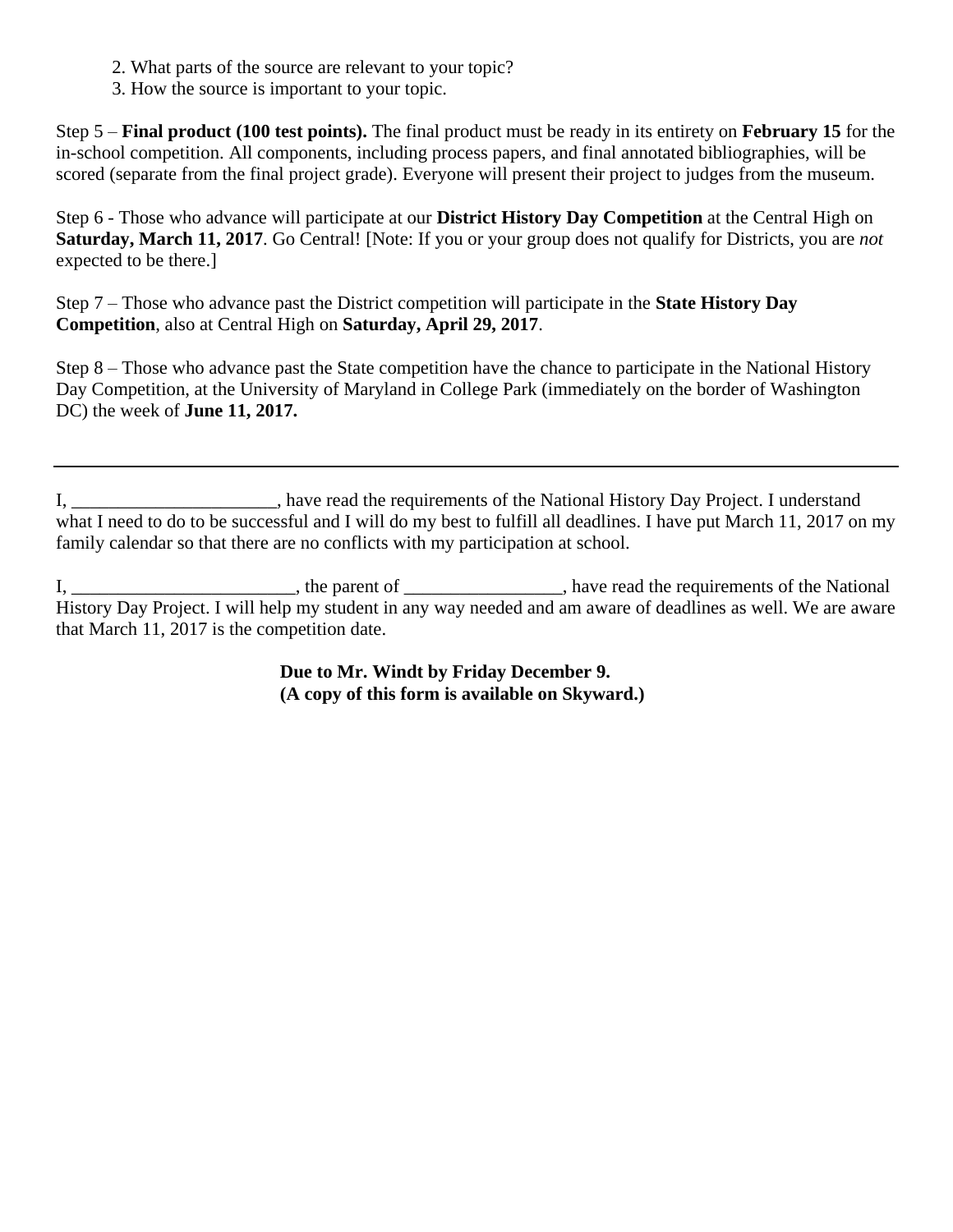2. What parts of the source are relevant to your topic?
3. How the source is important to your topic.

Step 5 – **Final product (100 test points).** The final product must be ready in its entirety on **February 15** for the in-school competition. All components, including process papers, and final annotated bibliographies, will be scored (separate from the final project grade). Everyone will present their project to judges from the museum.

Step 6 - Those who advance will participate at our **District History Day Competition** at the Central High on **Saturday, March 11, 2017**. Go Central! [Note: If you or your group does not qualify for Districts, you are *not* expected to be there.]

Step 7 – Those who advance past the District competition will participate in the **State History Day Competition**, also at Central High on **Saturday, April 29, 2017**.

Step 8 – Those who advance past the State competition have the chance to participate in the National History Day Competition, at the University of Maryland in College Park (immediately on the border of Washington DC) the week of **June 11, 2017.**

---

I, ______________________, have read the requirements of the National History Day Project. I understand what I need to do to be successful and I will do my best to fulfill all deadlines. I have put March 11, 2017 on my family calendar so that there are no conflicts with my participation at school.

I, ________________________, the parent of _________________, have read the requirements of the National History Day Project. I will help my student in any way needed and am aware of deadlines as well. We are aware that March 11, 2017 is the competition date.

**Due to Mr. Windt by Friday December 9.**
**(A copy of this form is available on Skyward.)**